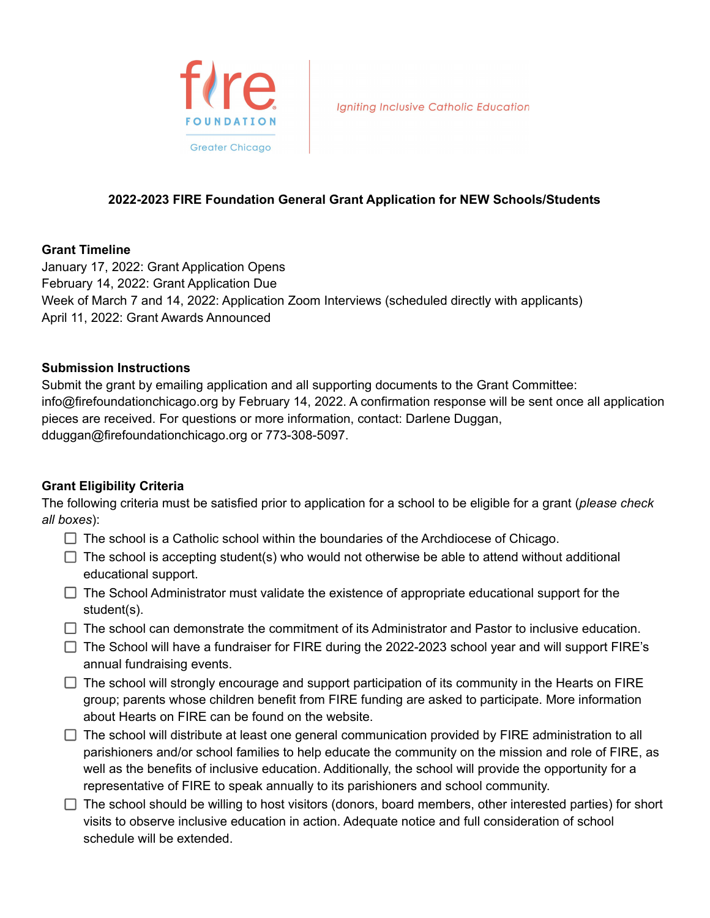fire FOUNDATION Greater Chicago

*Igniting Inclusive Catholic Education*

**2022-2023 FIRE Foundation General Grant Application for NEW Schools/Students**

**Grant Timeline**

January 17, 2022: Grant Application Opens
February 14, 2022: Grant Application Due
Week of March 7 and 14, 2022: Application Zoom Interviews (scheduled directly with applicants)
April 11, 2022: Grant Awards Announced

**Submission Instructions**

Submit the grant by emailing application and all supporting documents to the Grant Committee: info@firefoundationchicago.org by February 14, 2022. A confirmation response will be sent once all application pieces are received. For questions or more information, contact: Darlene Duggan, dduggan@firefoundationchicago.org or 773-308-5097.

**Grant Eligibility Criteria**

The following criteria must be satisfied prior to application for a school to be eligible for a grant (*please check all boxes*):

- ☐ The school is a Catholic school within the boundaries of the Archdiocese of Chicago.
- ☐ The school is accepting student(s) who would not otherwise be able to attend without additional educational support.
- ☐ The School Administrator must validate the existence of appropriate educational support for the student(s).
- ☐ The school can demonstrate the commitment of its Administrator and Pastor to inclusive education.
- ☐ The School will have a fundraiser for FIRE during the 2022-2023 school year and will support FIRE's annual fundraising events.
- ☐ The school will strongly encourage and support participation of its community in the Hearts on FIRE group; parents whose children benefit from FIRE funding are asked to participate. More information about Hearts on FIRE can be found on the website.
- ☐ The school will distribute at least one general communication provided by FIRE administration to all parishioners and/or school families to help educate the community on the mission and role of FIRE, as well as the benefits of inclusive education. Additionally, the school will provide the opportunity for a representative of FIRE to speak annually to its parishioners and school community.
- ☐ The school should be willing to host visitors (donors, board members, other interested parties) for short visits to observe inclusive education in action. Adequate notice and full consideration of school schedule will be extended.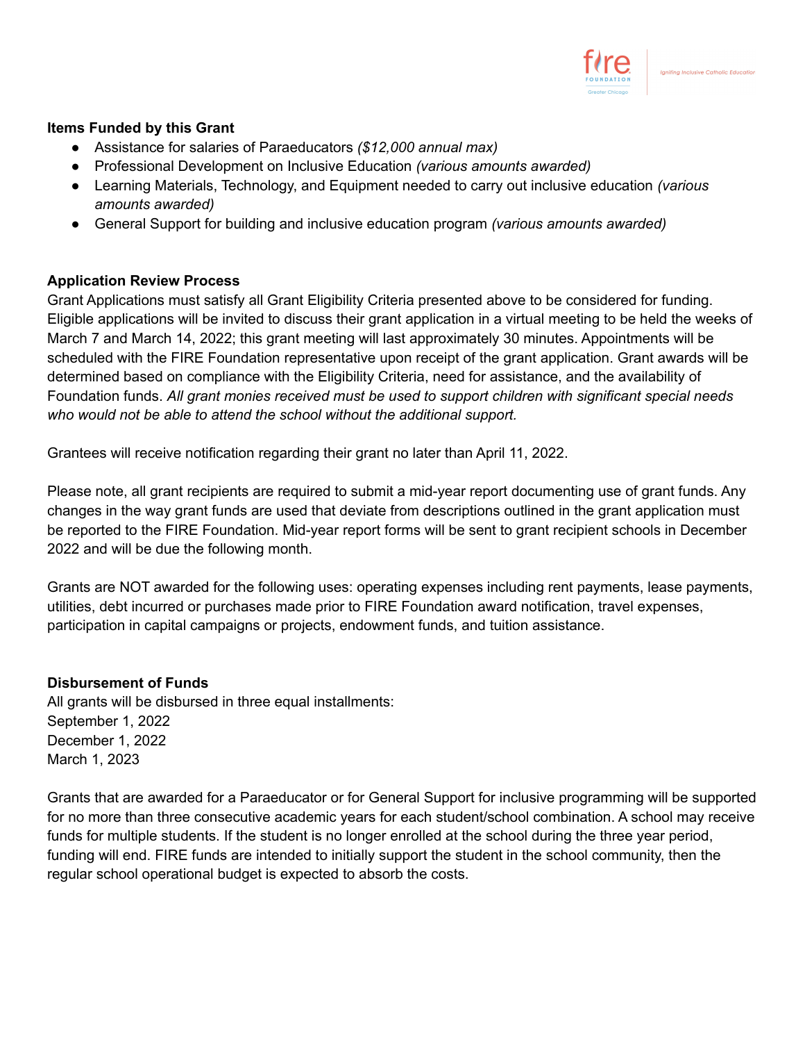**Items Funded by this Grant**

- Assistance for salaries of Paraeducators *($12,000 annual max)*
- Professional Development on Inclusive Education *(various amounts awarded)*
- Learning Materials, Technology, and Equipment needed to carry out inclusive education *(various amounts awarded)*
- General Support for building and inclusive education program *(various amounts awarded)*

**Application Review Process**

Grant Applications must satisfy all Grant Eligibility Criteria presented above to be considered for funding. Eligible applications will be invited to discuss their grant application in a virtual meeting to be held the weeks of March 7 and March 14, 2022; this grant meeting will last approximately 30 minutes. Appointments will be scheduled with the FIRE Foundation representative upon receipt of the grant application. Grant awards will be determined based on compliance with the Eligibility Criteria, need for assistance, and the availability of Foundation funds. *All grant monies received must be used to support children with significant special needs who would not be able to attend the school without the additional support.*

Grantees will receive notification regarding their grant no later than April 11, 2022.

Please note, all grant recipients are required to submit a mid-year report documenting use of grant funds. Any changes in the way grant funds are used that deviate from descriptions outlined in the grant application must be reported to the FIRE Foundation. Mid-year report forms will be sent to grant recipient schools in December 2022 and will be due the following month.

Grants are NOT awarded for the following uses: operating expenses including rent payments, lease payments, utilities, debt incurred or purchases made prior to FIRE Foundation award notification, travel expenses, participation in capital campaigns or projects, endowment funds, and tuition assistance.

**Disbursement of Funds**

All grants will be disbursed in three equal installments:
September 1, 2022
December 1, 2022
March 1, 2023

Grants that are awarded for a Paraeducator or for General Support for inclusive programming will be supported for no more than three consecutive academic years for each student/school combination. A school may receive funds for multiple students. If the student is no longer enrolled at the school during the three year period, funding will end. FIRE funds are intended to initially support the student in the school community, then the regular school operational budget is expected to absorb the costs.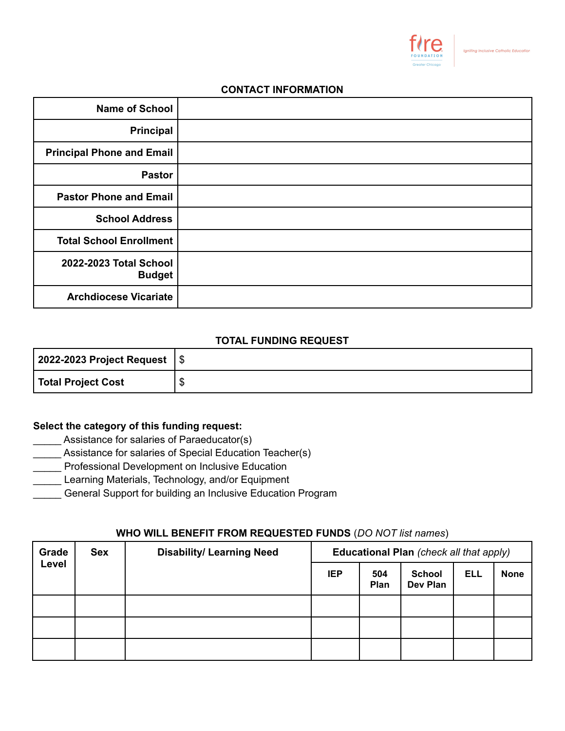## CONTACT INFORMATION

| | |
|---|---|
| **Name of School** | |
| **Principal** | |
| **Principal Phone and Email** | |
| **Pastor** | |
| **Pastor Phone and Email** | |
| **School Address** | |
| **Total School Enrollment** | |
| **2022-2023 Total School Budget** | |
| **Archdiocese Vicariate** | |

## TOTAL FUNDING REQUEST

| | |
|---|---|
| **2022-2023 Project Request** | $ |
| **Total Project Cost** | $ |

**Select the category of this funding request:**

_____ Assistance for salaries of Paraeducator(s)
_____ Assistance for salaries of Special Education Teacher(s)
_____ Professional Development on Inclusive Education
_____ Learning Materials, Technology, and/or Equipment
_____ General Support for building an Inclusive Education Program

## WHO WILL BENEFIT FROM REQUESTED FUNDS (*DO NOT list names*)

| **Grade Level** | **Sex** | **Disability/ Learning Need** | **Educational Plan** *(check all that apply)* | | | | |
|---|---|---|---|---|---|---|---|
| | | | **IEP** | **504 Plan** | **School Dev Plan** | **ELL** | **None** |
| | | | | | | | |
| | | | | | | | |
| | | | | | | | |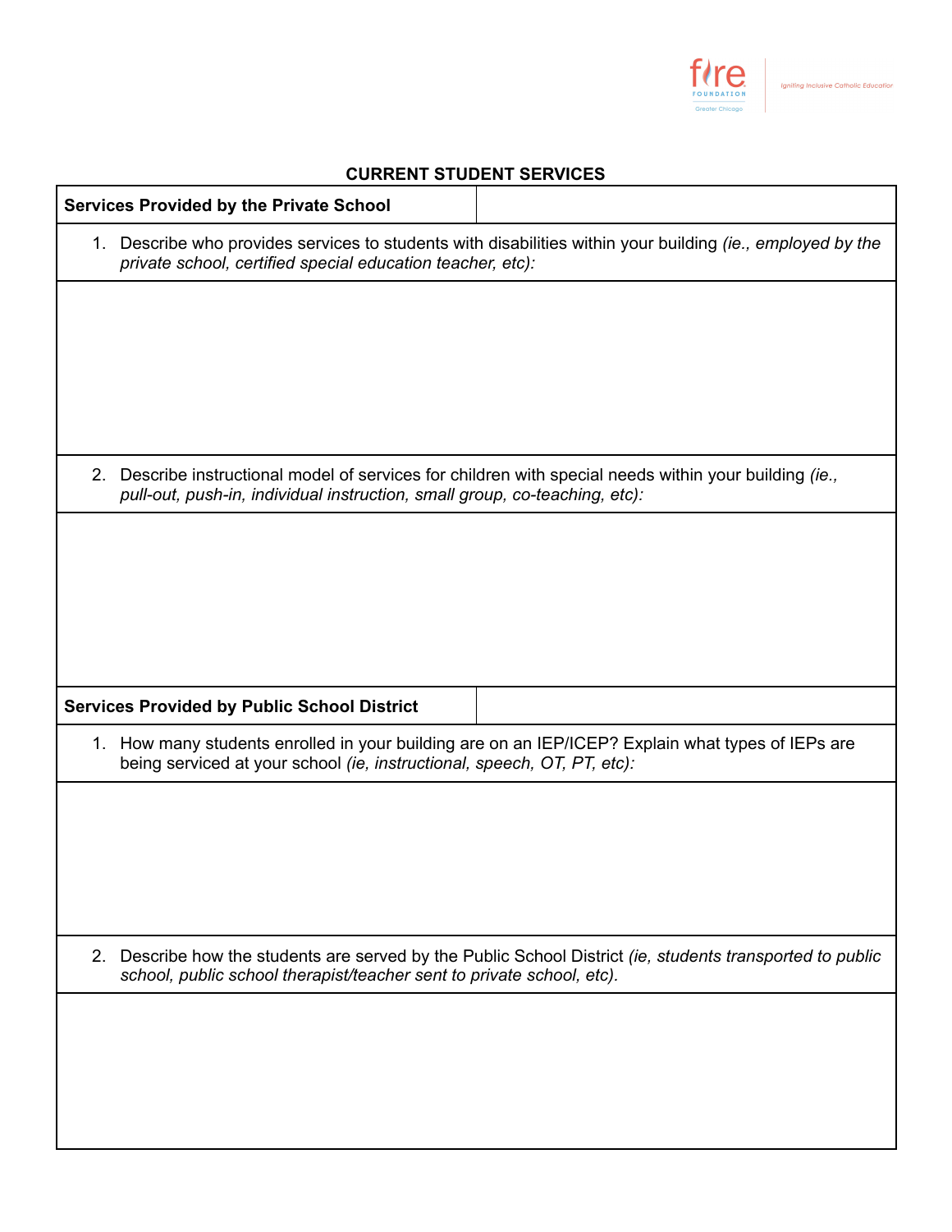## CURRENT STUDENT SERVICES

| **Services Provided by the Private School** | |
|---|---|
| 1. Describe who provides services to students with disabilities within your building *(ie., employed by the private school, certified special education teacher, etc):* | |
| | |
| 2. Describe instructional model of services for children with special needs within your building *(ie., pull-out, push-in, individual instruction, small group, co-teaching, etc):* | |
| | |
| **Services Provided by Public School District** | |
| 1. How many students enrolled in your building are on an IEP/ICEP? Explain what types of IEPs are being serviced at your school *(ie, instructional, speech, OT, PT, etc):* | |
| | |
| 2. Describe how the students are served by the Public School District *(ie, students transported to public school, public school therapist/teacher sent to private school, etc).* | |
| | |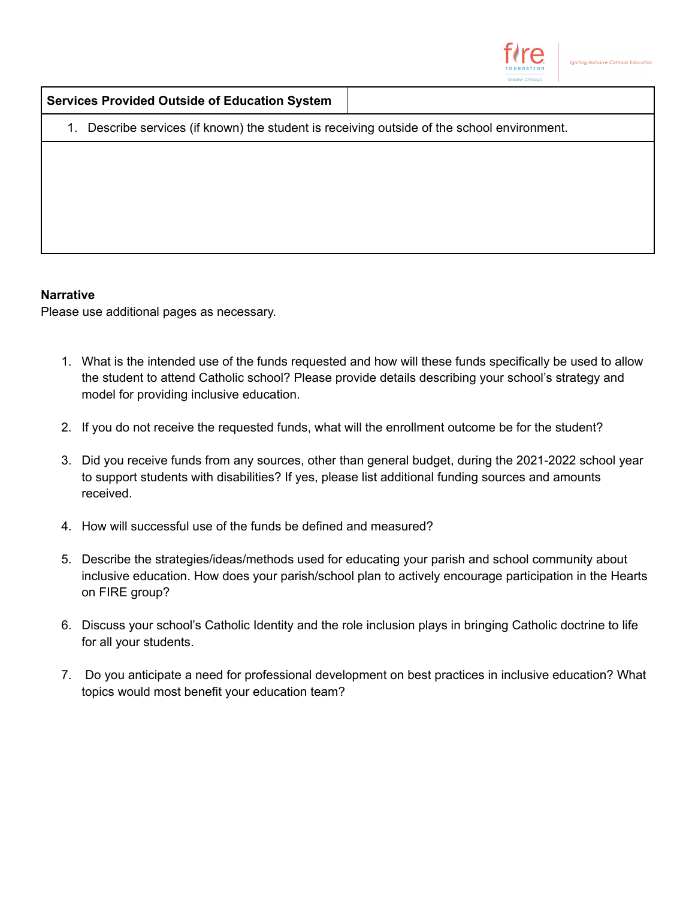| Services Provided Outside of Education System | |
|---|---|
| 1. Describe services (if known) the student is receiving outside of the school environment. | |
| | |

**Narrative**

Please use additional pages as necessary.

1. What is the intended use of the funds requested and how will these funds specifically be used to allow the student to attend Catholic school? Please provide details describing your school's strategy and model for providing inclusive education.

2. If you do not receive the requested funds, what will the enrollment outcome be for the student?

3. Did you receive funds from any sources, other than general budget, during the 2021-2022 school year to support students with disabilities? If yes, please list additional funding sources and amounts received.

4. How will successful use of the funds be defined and measured?

5. Describe the strategies/ideas/methods used for educating your parish and school community about inclusive education. How does your parish/school plan to actively encourage participation in the Hearts on FIRE group?

6. Discuss your school's Catholic Identity and the role inclusion plays in bringing Catholic doctrine to life for all your students.

7. Do you anticipate a need for professional development on best practices in inclusive education? What topics would most benefit your education team?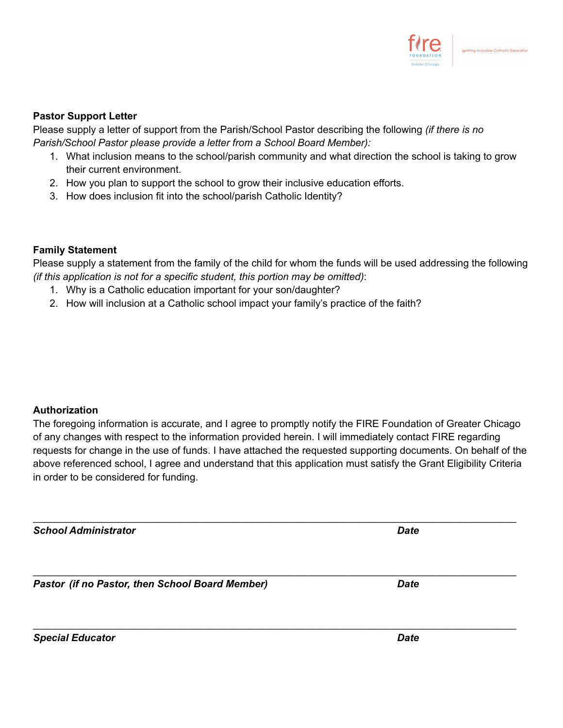**Pastor Support Letter**

Please supply a letter of support from the Parish/School Pastor describing the following *(if there is no Parish/School Pastor please provide a letter from a School Board Member):*

1. What inclusion means to the school/parish community and what direction the school is taking to grow their current environment.
2. How you plan to support the school to grow their inclusive education efforts.
3. How does inclusion fit into the school/parish Catholic Identity?

**Family Statement**

Please supply a statement from the family of the child for whom the funds will be used addressing the following *(if this application is not for a specific student, this portion may be omitted)*:

1. Why is a Catholic education important for your son/daughter?
2. How will inclusion at a Catholic school impact your family's practice of the faith?

**Authorization**

The foregoing information is accurate, and I agree to promptly notify the FIRE Foundation of Greater Chicago of any changes with respect to the information provided herein. I will immediately contact FIRE regarding requests for change in the use of funds. I have attached the requested supporting documents. On behalf of the above referenced school, I agree and understand that this application must satisfy the Grant Eligibility Criteria in order to be considered for funding.

______________________________________________________________________________

***School Administrator*** ***Date***

______________________________________________________________________________

***Pastor (if no Pastor, then School Board Member)*** ***Date***

______________________________________________________________________________

***Special Educator*** ***Date***